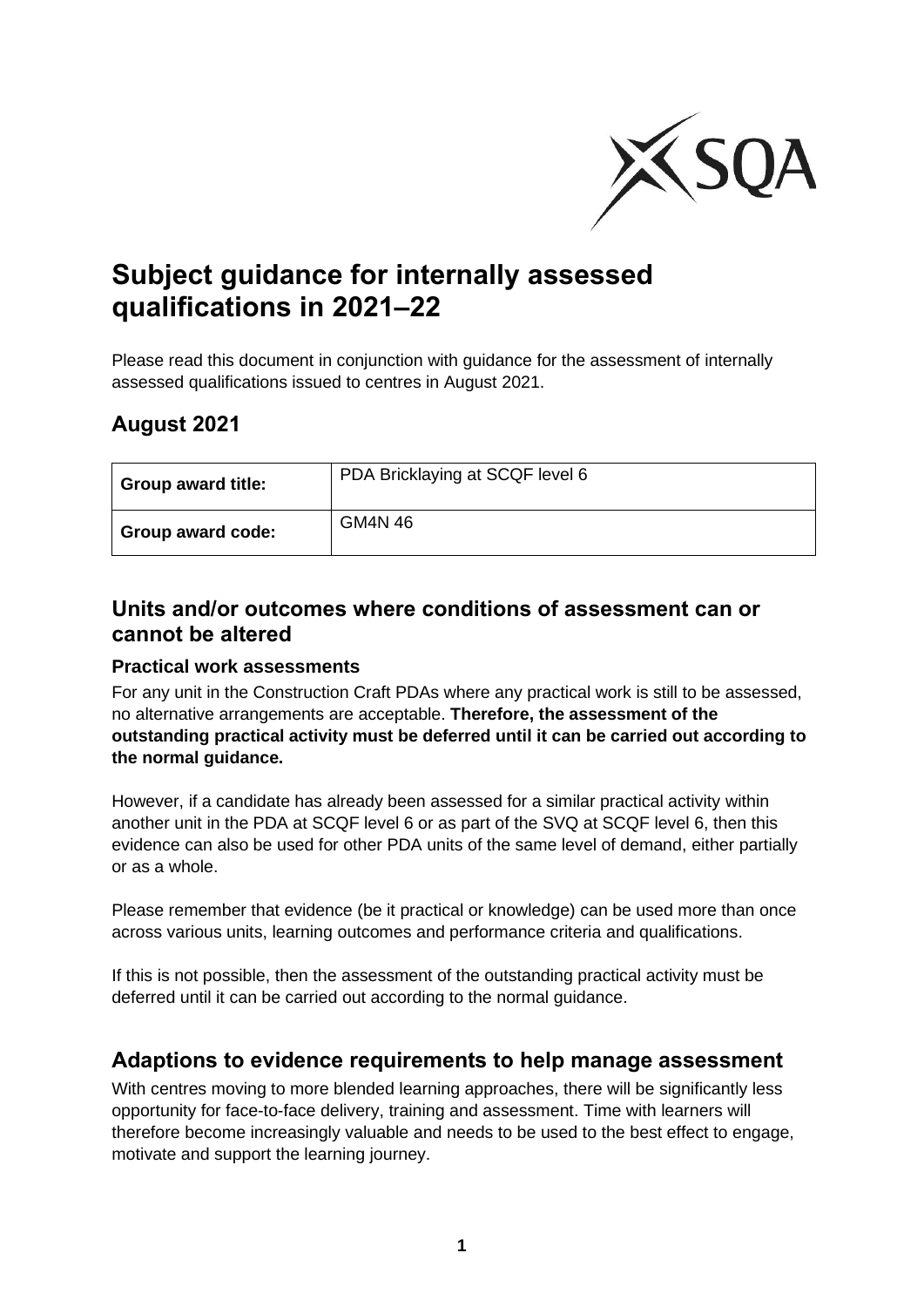# Subject guidance for internally assessed qualifications in 2021–22

Please read this document in conjunction with guidance for the assessment of internally assessed qualifications issued to centres in August 2021.

## August 2021

| **Group award title:** | PDA Bricklaying at SCQF level 6 |
|---|---|
| **Group award code:** | GM4N 46 |

## Units and/or outcomes where conditions of assessment can or cannot be altered

### Practical work assessments

For any unit in the Construction Craft PDAs where any practical work is still to be assessed, no alternative arrangements are acceptable. **Therefore, the assessment of the outstanding practical activity must be deferred until it can be carried out according to the normal guidance.**

However, if a candidate has already been assessed for a similar practical activity within another unit in the PDA at SCQF level 6 or as part of the SVQ at SCQF level 6, then this evidence can also be used for other PDA units of the same level of demand, either partially or as a whole.

Please remember that evidence (be it practical or knowledge) can be used more than once across various units, learning outcomes and performance criteria and qualifications.

If this is not possible, then the assessment of the outstanding practical activity must be deferred until it can be carried out according to the normal guidance.

## Adaptions to evidence requirements to help manage assessment

With centres moving to more blended learning approaches, there will be significantly less opportunity for face-to-face delivery, training and assessment. Time with learners will therefore become increasingly valuable and needs to be used to the best effect to engage, motivate and support the learning journey.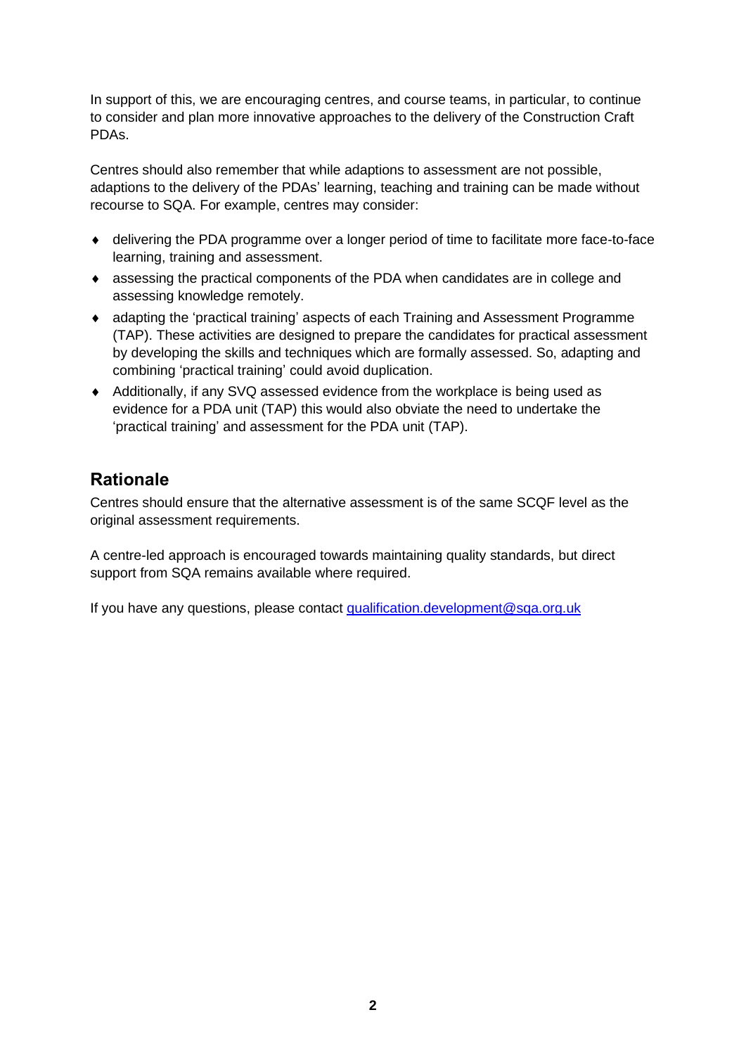In support of this, we are encouraging centres, and course teams, in particular, to continue to consider and plan more innovative approaches to the delivery of the Construction Craft PDAs.

Centres should also remember that while adaptions to assessment are not possible, adaptions to the delivery of the PDAs' learning, teaching and training can be made without recourse to SQA. For example, centres may consider:

- delivering the PDA programme over a longer period of time to facilitate more face-to-face learning, training and assessment.
- assessing the practical components of the PDA when candidates are in college and assessing knowledge remotely.
- adapting the 'practical training' aspects of each Training and Assessment Programme (TAP). These activities are designed to prepare the candidates for practical assessment by developing the skills and techniques which are formally assessed. So, adapting and combining 'practical training' could avoid duplication.
- Additionally, if any SVQ assessed evidence from the workplace is being used as evidence for a PDA unit (TAP) this would also obviate the need to undertake the 'practical training' and assessment for the PDA unit (TAP).

## Rationale

Centres should ensure that the alternative assessment is of the same SCQF level as the original assessment requirements.

A centre-led approach is encouraged towards maintaining quality standards, but direct support from SQA remains available where required.

If you have any questions, please contact [qualification.development@sqa.org.uk](mailto:qualification.development@sqa.org.uk)